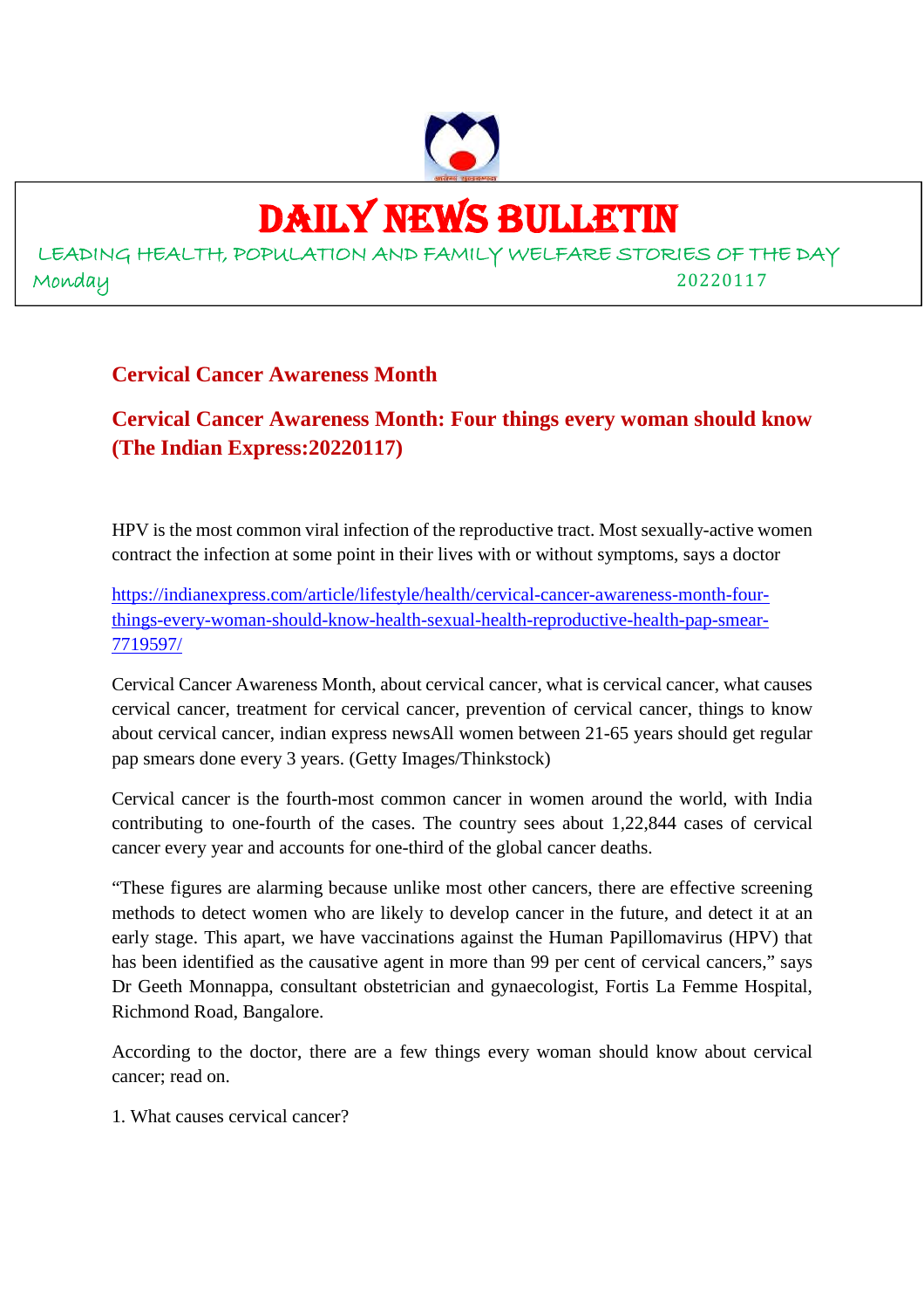# DAILY NEWS BULLETIN

LEADING HEALTH, POPULATION AND FAMILY WELFARE STORIES OF THE DAY

Monday 20220117

## Cervical Cancer Awareness Month

## Cervical Cancer Awareness Month: Four things every woman should know (The Indian Express:20220117)

HPV is the most common viral infection of the reproductive tract. Most sexually-active women contract the infection at some point in their lives with or without symptoms, says a doctor

https://indianexpress.com/article/lifestyle/health/cervical-cancer-awareness-month-four-things-every-woman-should-know-health-sexual-health-reproductive-health-pap-smear-7719597/

Cervical Cancer Awareness Month, about cervical cancer, what is cervical cancer, what causes cervical cancer, treatment for cervical cancer, prevention of cervical cancer, things to know about cervical cancer, indian express newsAll women between 21-65 years should get regular pap smears done every 3 years. (Getty Images/Thinkstock)

Cervical cancer is the fourth-most common cancer in women around the world, with India contributing to one-fourth of the cases. The country sees about 1,22,844 cases of cervical cancer every year and accounts for one-third of the global cancer deaths.

"These figures are alarming because unlike most other cancers, there are effective screening methods to detect women who are likely to develop cancer in the future, and detect it at an early stage. This apart, we have vaccinations against the Human Papillomavirus (HPV) that has been identified as the causative agent in more than 99 per cent of cervical cancers," says Dr Geeth Monnappa, consultant obstetrician and gynaecologist, Fortis La Femme Hospital, Richmond Road, Bangalore.

According to the doctor, there are a few things every woman should know about cervical cancer; read on.

1. What causes cervical cancer?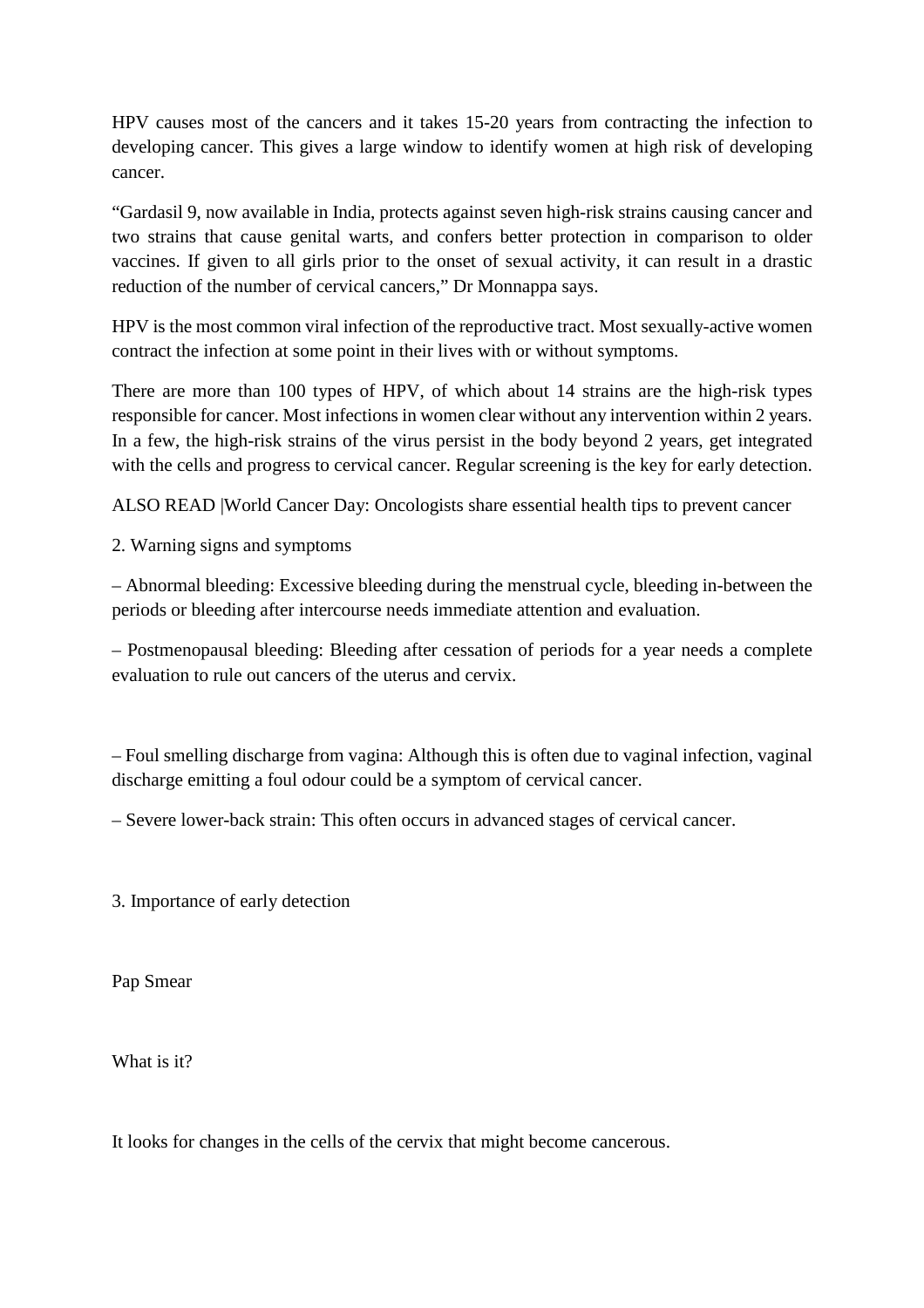HPV causes most of the cancers and it takes 15-20 years from contracting the infection to developing cancer. This gives a large window to identify women at high risk of developing cancer.

"Gardasil 9, now available in India, protects against seven high-risk strains causing cancer and two strains that cause genital warts, and confers better protection in comparison to older vaccines. If given to all girls prior to the onset of sexual activity, it can result in a drastic reduction of the number of cervical cancers," Dr Monnappa says.

HPV is the most common viral infection of the reproductive tract. Most sexually-active women contract the infection at some point in their lives with or without symptoms.

There are more than 100 types of HPV, of which about 14 strains are the high-risk types responsible for cancer. Most infections in women clear without any intervention within 2 years. In a few, the high-risk strains of the virus persist in the body beyond 2 years, get integrated with the cells and progress to cervical cancer. Regular screening is the key for early detection.

ALSO READ |World Cancer Day: Oncologists share essential health tips to prevent cancer

2. Warning signs and symptoms

– Abnormal bleeding: Excessive bleeding during the menstrual cycle, bleeding in-between the periods or bleeding after intercourse needs immediate attention and evaluation.

– Postmenopausal bleeding: Bleeding after cessation of periods for a year needs a complete evaluation to rule out cancers of the uterus and cervix.

– Foul smelling discharge from vagina: Although this is often due to vaginal infection, vaginal discharge emitting a foul odour could be a symptom of cervical cancer.

– Severe lower-back strain: This often occurs in advanced stages of cervical cancer.

3. Importance of early detection

Pap Smear

What is it?

It looks for changes in the cells of the cervix that might become cancerous.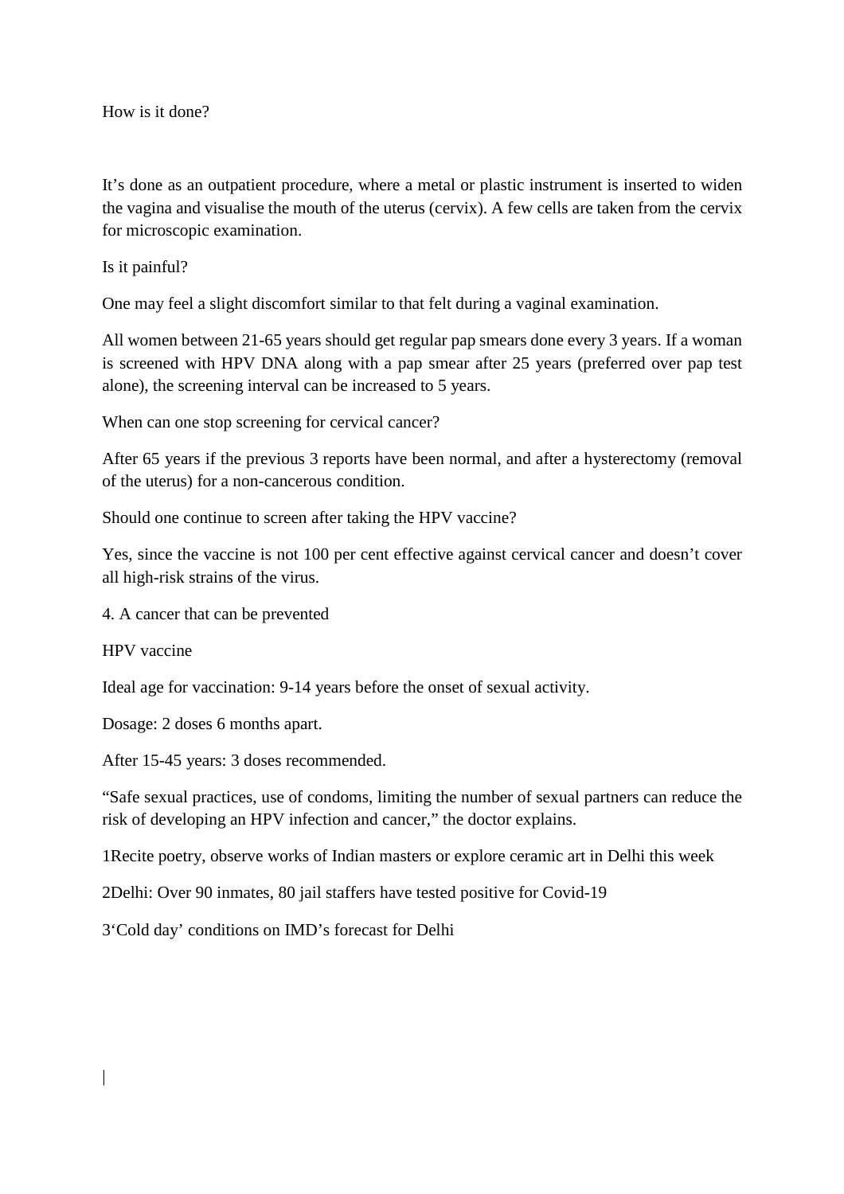How is it done?

It's done as an outpatient procedure, where a metal or plastic instrument is inserted to widen the vagina and visualise the mouth of the uterus (cervix). A few cells are taken from the cervix for microscopic examination.

Is it painful?

One may feel a slight discomfort similar to that felt during a vaginal examination.

All women between 21-65 years should get regular pap smears done every 3 years. If a woman is screened with HPV DNA along with a pap smear after 25 years (preferred over pap test alone), the screening interval can be increased to 5 years.

When can one stop screening for cervical cancer?

After 65 years if the previous 3 reports have been normal, and after a hysterectomy (removal of the uterus) for a non-cancerous condition.

Should one continue to screen after taking the HPV vaccine?

Yes, since the vaccine is not 100 per cent effective against cervical cancer and doesn't cover all high-risk strains of the virus.

4. A cancer that can be prevented

HPV vaccine

Ideal age for vaccination: 9-14 years before the onset of sexual activity.

Dosage: 2 doses 6 months apart.

After 15-45 years: 3 doses recommended.

"Safe sexual practices, use of condoms, limiting the number of sexual partners can reduce the risk of developing an HPV infection and cancer," the doctor explains.

1Recite poetry, observe works of Indian masters or explore ceramic art in Delhi this week

2Delhi: Over 90 inmates, 80 jail staffers have tested positive for Covid-19

3'Cold day' conditions on IMD's forecast for Delhi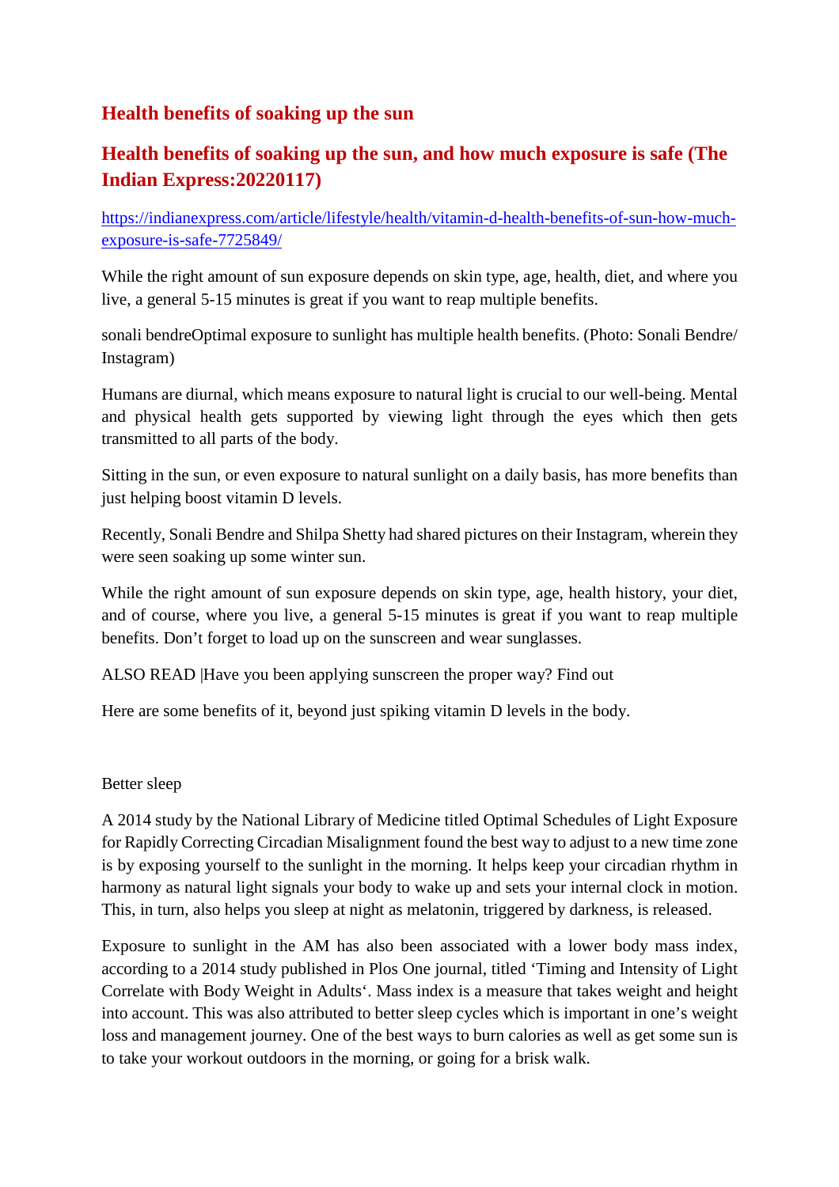## Health benefits of soaking up the sun

## Health benefits of soaking up the sun, and how much exposure is safe (The Indian Express:20220117)

https://indianexpress.com/article/lifestyle/health/vitamin-d-health-benefits-of-sun-how-much-exposure-is-safe-7725849/

While the right amount of sun exposure depends on skin type, age, health, diet, and where you live, a general 5-15 minutes is great if you want to reap multiple benefits.

sonali bendreOptimal exposure to sunlight has multiple health benefits. (Photo: Sonali Bendre/ Instagram)

Humans are diurnal, which means exposure to natural light is crucial to our well-being. Mental and physical health gets supported by viewing light through the eyes which then gets transmitted to all parts of the body.

Sitting in the sun, or even exposure to natural sunlight on a daily basis, has more benefits than just helping boost vitamin D levels.

Recently, Sonali Bendre and Shilpa Shetty had shared pictures on their Instagram, wherein they were seen soaking up some winter sun.

While the right amount of sun exposure depends on skin type, age, health history, your diet, and of course, where you live, a general 5-15 minutes is great if you want to reap multiple benefits. Don't forget to load up on the sunscreen and wear sunglasses.

ALSO READ |Have you been applying sunscreen the proper way? Find out

Here are some benefits of it, beyond just spiking vitamin D levels in the body.

Better sleep

A 2014 study by the National Library of Medicine titled Optimal Schedules of Light Exposure for Rapidly Correcting Circadian Misalignment found the best way to adjust to a new time zone is by exposing yourself to the sunlight in the morning. It helps keep your circadian rhythm in harmony as natural light signals your body to wake up and sets your internal clock in motion. This, in turn, also helps you sleep at night as melatonin, triggered by darkness, is released.

Exposure to sunlight in the AM has also been associated with a lower body mass index, according to a 2014 study published in Plos One journal, titled 'Timing and Intensity of Light Correlate with Body Weight in Adults'. Mass index is a measure that takes weight and height into account. This was also attributed to better sleep cycles which is important in one's weight loss and management journey. One of the best ways to burn calories as well as get some sun is to take your workout outdoors in the morning, or going for a brisk walk.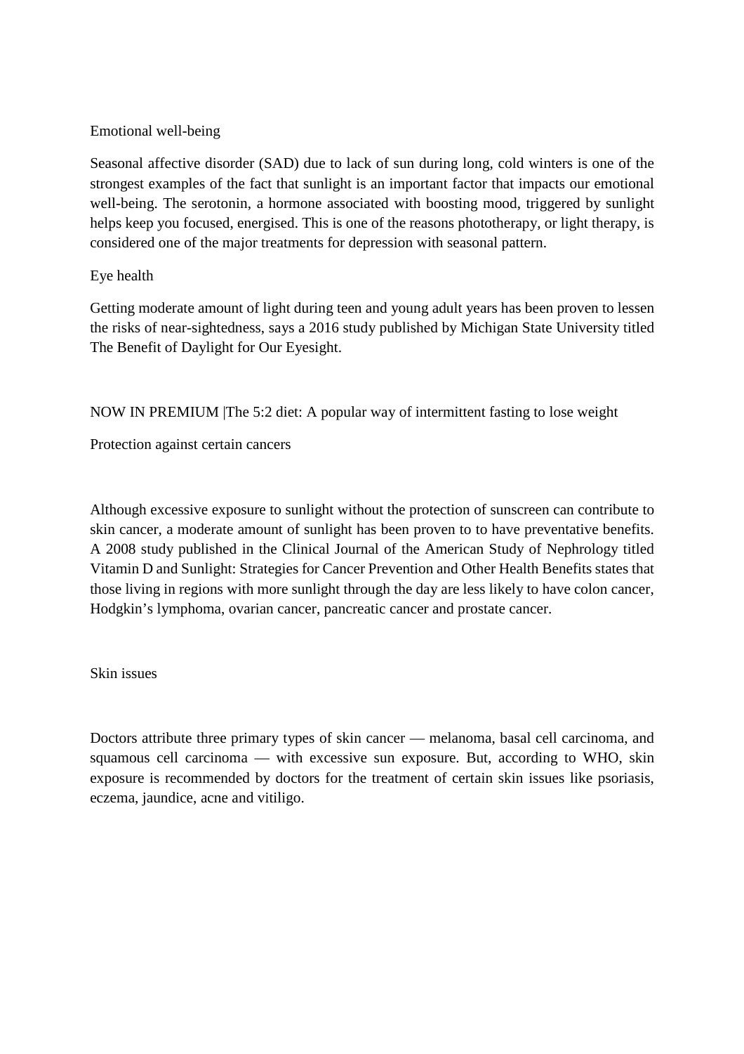## Emotional well-being

Seasonal affective disorder (SAD) due to lack of sun during long, cold winters is one of the strongest examples of the fact that sunlight is an important factor that impacts our emotional well-being. The serotonin, a hormone associated with boosting mood, triggered by sunlight helps keep you focused, energised. This is one of the reasons phototherapy, or light therapy, is considered one of the major treatments for depression with seasonal pattern.

## Eye health

Getting moderate amount of light during teen and young adult years has been proven to lessen the risks of near-sightedness, says a 2016 study published by Michigan State University titled The Benefit of Daylight for Our Eyesight.

NOW IN PREMIUM |The 5:2 diet: A popular way of intermittent fasting to lose weight

## Protection against certain cancers

Although excessive exposure to sunlight without the protection of sunscreen can contribute to skin cancer, a moderate amount of sunlight has been proven to to have preventative benefits. A 2008 study published in the Clinical Journal of the American Study of Nephrology titled Vitamin D and Sunlight: Strategies for Cancer Prevention and Other Health Benefits states that those living in regions with more sunlight through the day are less likely to have colon cancer, Hodgkin's lymphoma, ovarian cancer, pancreatic cancer and prostate cancer.

## Skin issues

Doctors attribute three primary types of skin cancer — melanoma, basal cell carcinoma, and squamous cell carcinoma — with excessive sun exposure. But, according to WHO, skin exposure is recommended by doctors for the treatment of certain skin issues like psoriasis, eczema, jaundice, acne and vitiligo.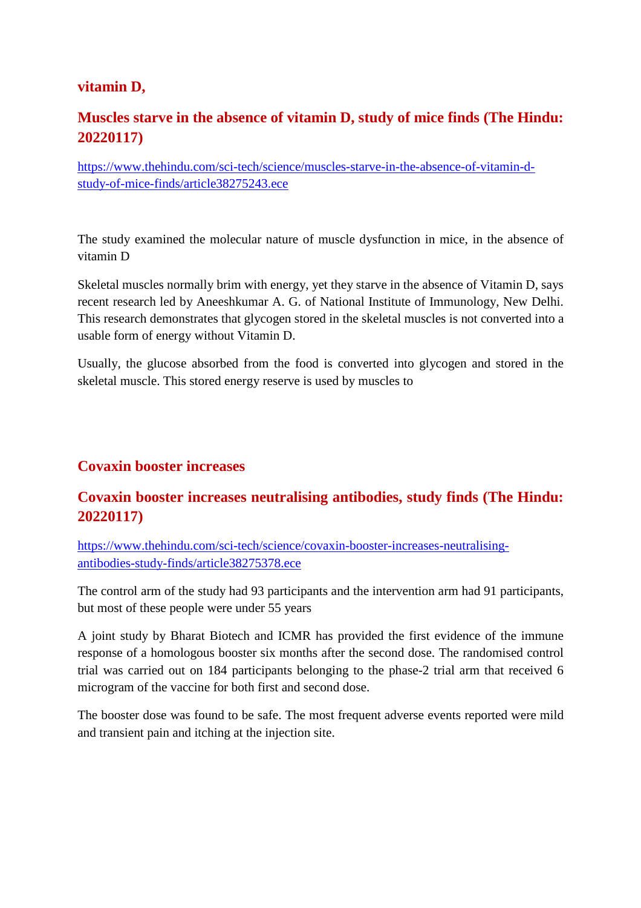## vitamin D,

## Muscles starve in the absence of vitamin D, study of mice finds (The Hindu: 20220117)

https://www.thehindu.com/sci-tech/science/muscles-starve-in-the-absence-of-vitamin-d-study-of-mice-finds/article38275243.ece

The study examined the molecular nature of muscle dysfunction in mice, in the absence of vitamin D

Skeletal muscles normally brim with energy, yet they starve in the absence of Vitamin D, says recent research led by Aneeshkumar A. G. of National Institute of Immunology, New Delhi. This research demonstrates that glycogen stored in the skeletal muscles is not converted into a usable form of energy without Vitamin D.

Usually, the glucose absorbed from the food is converted into glycogen and stored in the skeletal muscle. This stored energy reserve is used by muscles to

## Covaxin booster increases

## Covaxin booster increases neutralising antibodies, study finds (The Hindu: 20220117)

https://www.thehindu.com/sci-tech/science/covaxin-booster-increases-neutralising-antibodies-study-finds/article38275378.ece

The control arm of the study had 93 participants and the intervention arm had 91 participants, but most of these people were under 55 years

A joint study by Bharat Biotech and ICMR has provided the first evidence of the immune response of a homologous booster six months after the second dose. The randomised control trial was carried out on 184 participants belonging to the phase-2 trial arm that received 6 microgram of the vaccine for both first and second dose.

The booster dose was found to be safe. The most frequent adverse events reported were mild and transient pain and itching at the injection site.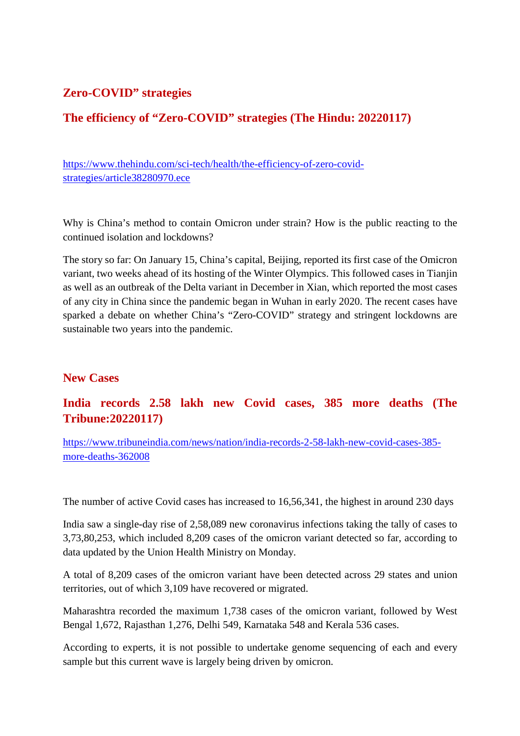## Zero-COVID” strategies

## The efficiency of “Zero-COVID” strategies (The Hindu: 20220117)

https://www.thehindu.com/sci-tech/health/the-efficiency-of-zero-covid-strategies/article38280970.ece

Why is China’s method to contain Omicron under strain? How is the public reacting to the continued isolation and lockdowns?

The story so far: On January 15, China’s capital, Beijing, reported its first case of the Omicron variant, two weeks ahead of its hosting of the Winter Olympics. This followed cases in Tianjin as well as an outbreak of the Delta variant in December in Xian, which reported the most cases of any city in China since the pandemic began in Wuhan in early 2020. The recent cases have sparked a debate on whether China’s “Zero-COVID” strategy and stringent lockdowns are sustainable two years into the pandemic.

## New Cases

## India records 2.58 lakh new Covid cases, 385 more deaths (The Tribune:20220117)

https://www.tribuneindia.com/news/nation/india-records-2-58-lakh-new-covid-cases-385-more-deaths-362008

The number of active Covid cases has increased to 16,56,341, the highest in around 230 days

India saw a single-day rise of 2,58,089 new coronavirus infections taking the tally of cases to 3,73,80,253, which included 8,209 cases of the omicron variant detected so far, according to data updated by the Union Health Ministry on Monday.

A total of 8,209 cases of the omicron variant have been detected across 29 states and union territories, out of which 3,109 have recovered or migrated.

Maharashtra recorded the maximum 1,738 cases of the omicron variant, followed by West Bengal 1,672, Rajasthan 1,276, Delhi 549, Karnataka 548 and Kerala 536 cases.

According to experts, it is not possible to undertake genome sequencing of each and every sample but this current wave is largely being driven by omicron.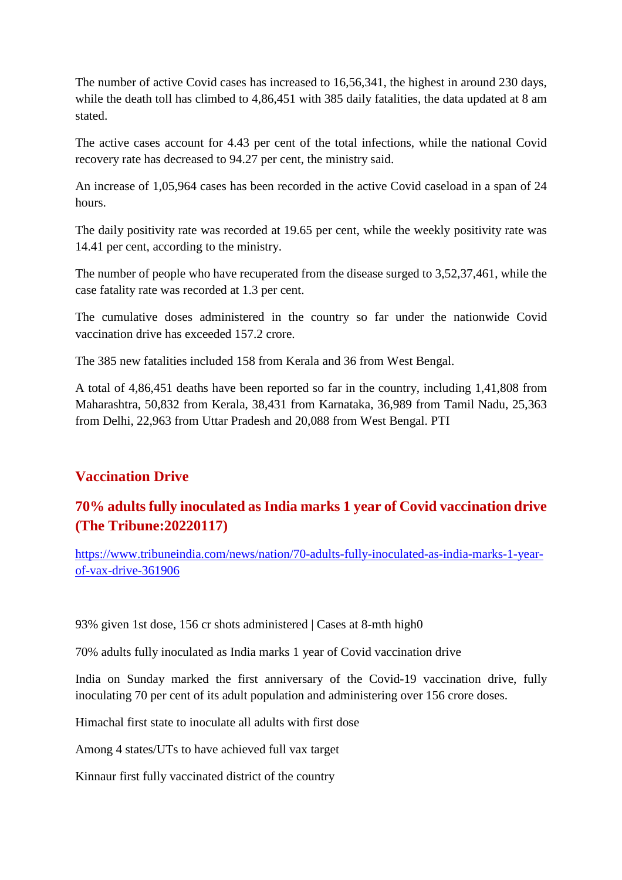The number of active Covid cases has increased to 16,56,341, the highest in around 230 days, while the death toll has climbed to 4,86,451 with 385 daily fatalities, the data updated at 8 am stated.

The active cases account for 4.43 per cent of the total infections, while the national Covid recovery rate has decreased to 94.27 per cent, the ministry said.

An increase of 1,05,964 cases has been recorded in the active Covid caseload in a span of 24 hours.

The daily positivity rate was recorded at 19.65 per cent, while the weekly positivity rate was 14.41 per cent, according to the ministry.

The number of people who have recuperated from the disease surged to 3,52,37,461, while the case fatality rate was recorded at 1.3 per cent.

The cumulative doses administered in the country so far under the nationwide Covid vaccination drive has exceeded 157.2 crore.

The 385 new fatalities included 158 from Kerala and 36 from West Bengal.

A total of 4,86,451 deaths have been reported so far in the country, including 1,41,808 from Maharashtra, 50,832 from Kerala, 38,431 from Karnataka, 36,989 from Tamil Nadu, 25,363 from Delhi, 22,963 from Uttar Pradesh and 20,088 from West Bengal. PTI

## Vaccination Drive

## 70% adults fully inoculated as India marks 1 year of Covid vaccination drive (The Tribune:20220117)

https://www.tribuneindia.com/news/nation/70-adults-fully-inoculated-as-india-marks-1-year-of-vax-drive-361906

93% given 1st dose, 156 cr shots administered | Cases at 8-mth high0

70% adults fully inoculated as India marks 1 year of Covid vaccination drive

India on Sunday marked the first anniversary of the Covid-19 vaccination drive, fully inoculating 70 per cent of its adult population and administering over 156 crore doses.

Himachal first state to inoculate all adults with first dose

Among 4 states/UTs to have achieved full vax target

Kinnaur first fully vaccinated district of the country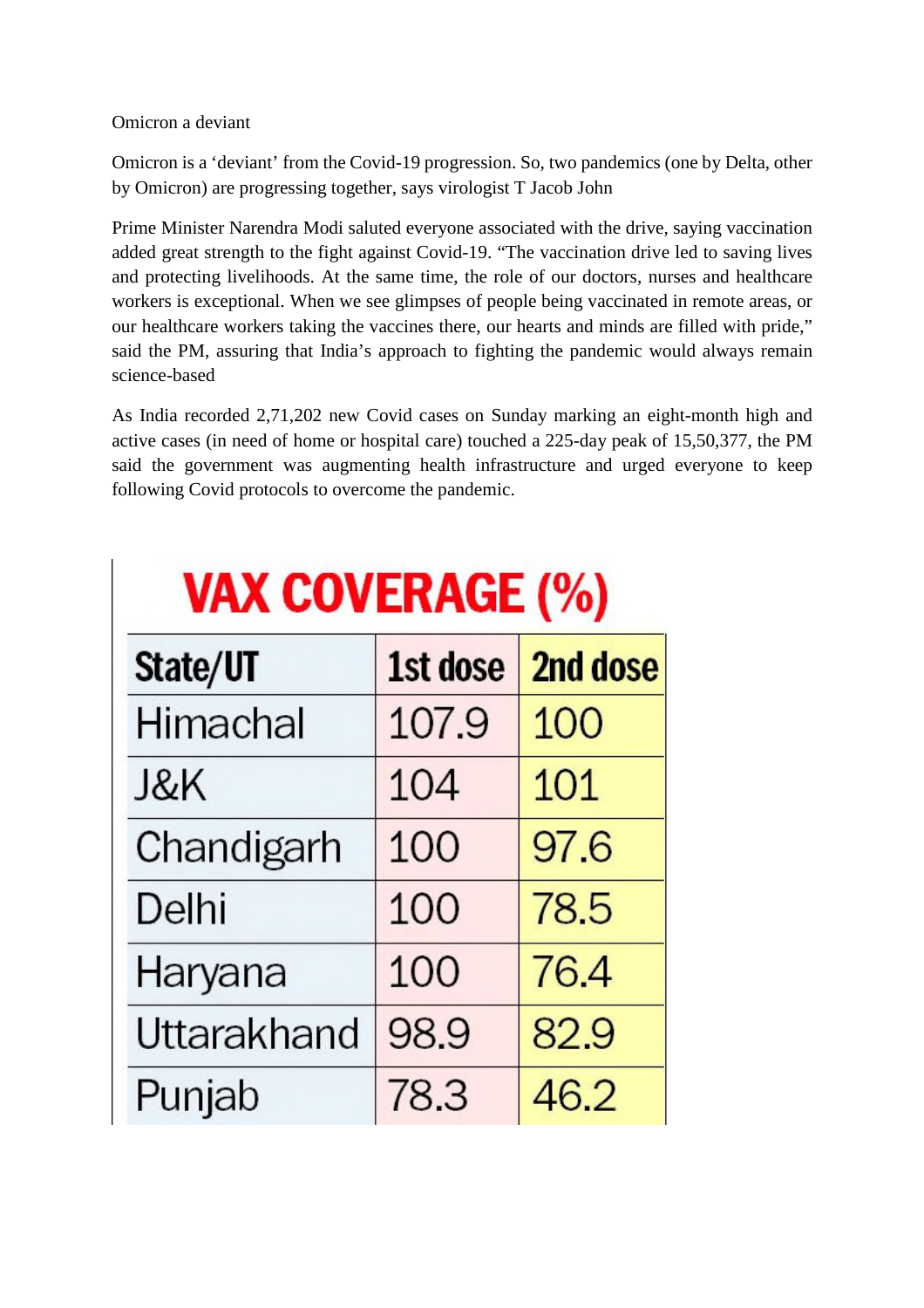Omicron a deviant

Omicron is a ‘deviant’ from the Covid-19 progression. So, two pandemics (one by Delta, other by Omicron) are progressing together, says virologist T Jacob John

Prime Minister Narendra Modi saluted everyone associated with the drive, saying vaccination added great strength to the fight against Covid-19. “The vaccination drive led to saving lives and protecting livelihoods. At the same time, the role of our doctors, nurses and healthcare workers is exceptional. When we see glimpses of people being vaccinated in remote areas, or our healthcare workers taking the vaccines there, our hearts and minds are filled with pride,” said the PM, assuring that India’s approach to fighting the pandemic would always remain science-based

As India recorded 2,71,202 new Covid cases on Sunday marking an eight-month high and active cases (in need of home or hospital care) touched a 225-day peak of 15,50,377, the PM said the government was augmenting health infrastructure and urged everyone to keep following Covid protocols to overcome the pandemic.

## VAX COVERAGE (%)

| State/UT | 1st dose | 2nd dose |
|---|---|---|
| Himachal | 107.9 | 100 |
| J&K | 104 | 101 |
| Chandigarh | 100 | 97.6 |
| Delhi | 100 | 78.5 |
| Haryana | 100 | 76.4 |
| Uttarakhand | 98.9 | 82.9 |
| Punjab | 78.3 | 46.2 |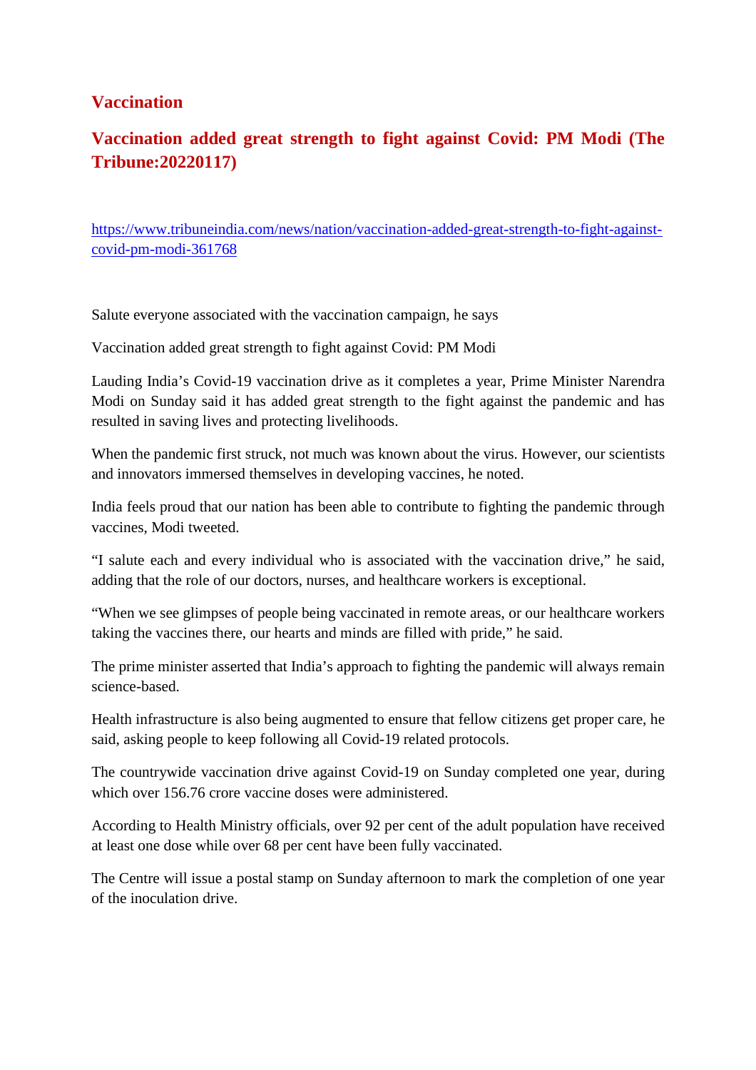## Vaccination

## Vaccination added great strength to fight against Covid: PM Modi (The Tribune:20220117)

https://www.tribuneindia.com/news/nation/vaccination-added-great-strength-to-fight-against-covid-pm-modi-361768

Salute everyone associated with the vaccination campaign, he says

Vaccination added great strength to fight against Covid: PM Modi

Lauding India's Covid-19 vaccination drive as it completes a year, Prime Minister Narendra Modi on Sunday said it has added great strength to the fight against the pandemic and has resulted in saving lives and protecting livelihoods.

When the pandemic first struck, not much was known about the virus. However, our scientists and innovators immersed themselves in developing vaccines, he noted.

India feels proud that our nation has been able to contribute to fighting the pandemic through vaccines, Modi tweeted.

"I salute each and every individual who is associated with the vaccination drive," he said, adding that the role of our doctors, nurses, and healthcare workers is exceptional.

"When we see glimpses of people being vaccinated in remote areas, or our healthcare workers taking the vaccines there, our hearts and minds are filled with pride," he said.

The prime minister asserted that India's approach to fighting the pandemic will always remain science-based.

Health infrastructure is also being augmented to ensure that fellow citizens get proper care, he said, asking people to keep following all Covid-19 related protocols.

The countrywide vaccination drive against Covid-19 on Sunday completed one year, during which over 156.76 crore vaccine doses were administered.

According to Health Ministry officials, over 92 per cent of the adult population have received at least one dose while over 68 per cent have been fully vaccinated.

The Centre will issue a postal stamp on Sunday afternoon to mark the completion of one year of the inoculation drive.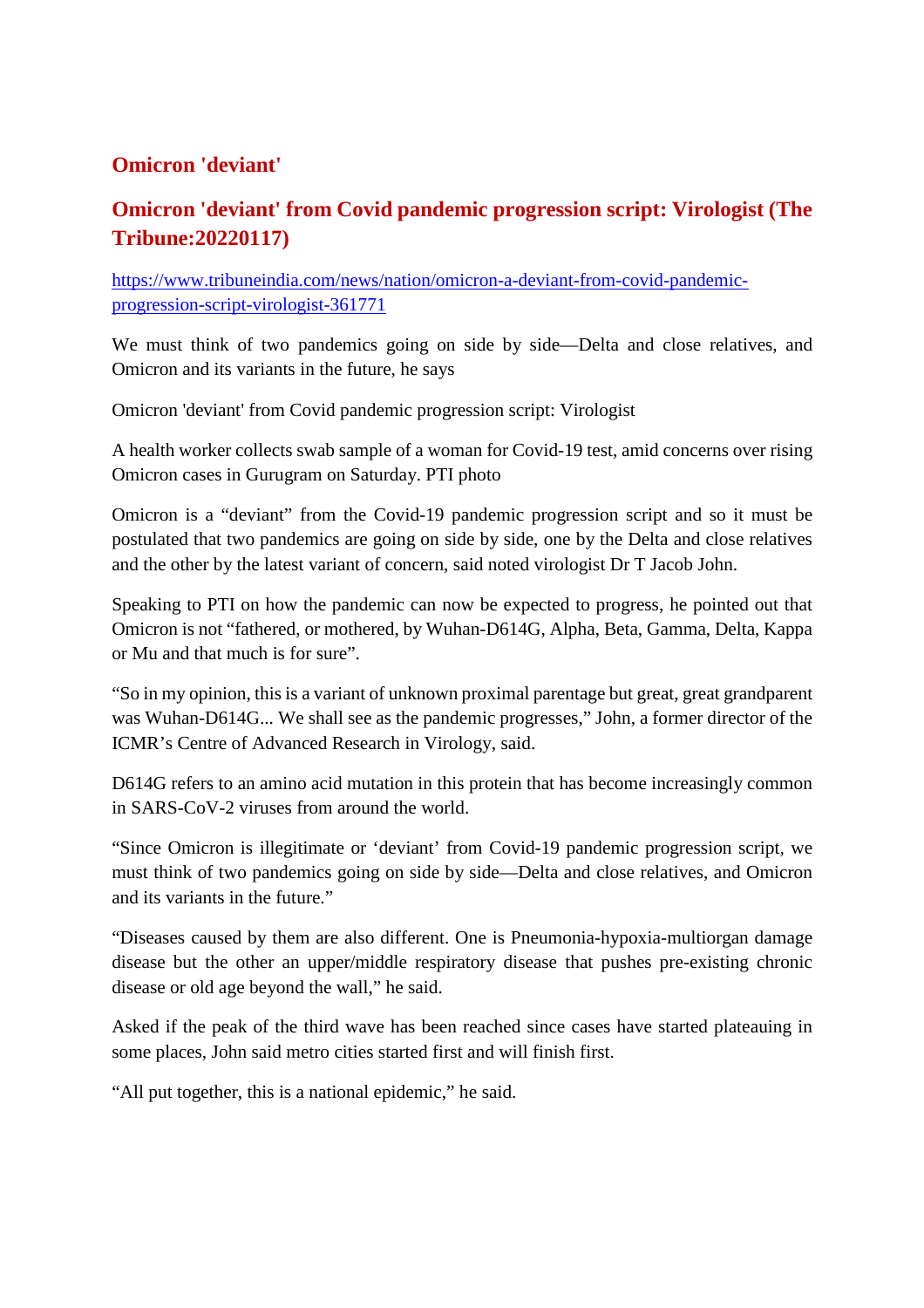## Omicron 'deviant'

### Omicron 'deviant' from Covid pandemic progression script: Virologist (The Tribune:20220117)

https://www.tribuneindia.com/news/nation/omicron-a-deviant-from-covid-pandemic-progression-script-virologist-361771

We must think of two pandemics going on side by side—Delta and close relatives, and Omicron and its variants in the future, he says

Omicron 'deviant' from Covid pandemic progression script: Virologist

A health worker collects swab sample of a woman for Covid-19 test, amid concerns over rising Omicron cases in Gurugram on Saturday. PTI photo

Omicron is a "deviant" from the Covid-19 pandemic progression script and so it must be postulated that two pandemics are going on side by side, one by the Delta and close relatives and the other by the latest variant of concern, said noted virologist Dr T Jacob John.

Speaking to PTI on how the pandemic can now be expected to progress, he pointed out that Omicron is not "fathered, or mothered, by Wuhan-D614G, Alpha, Beta, Gamma, Delta, Kappa or Mu and that much is for sure".

"So in my opinion, this is a variant of unknown proximal parentage but great, great grandparent was Wuhan-D614G... We shall see as the pandemic progresses," John, a former director of the ICMR's Centre of Advanced Research in Virology, said.

D614G refers to an amino acid mutation in this protein that has become increasingly common in SARS-CoV-2 viruses from around the world.

"Since Omicron is illegitimate or 'deviant' from Covid-19 pandemic progression script, we must think of two pandemics going on side by side—Delta and close relatives, and Omicron and its variants in the future."

"Diseases caused by them are also different. One is Pneumonia-hypoxia-multiorgan damage disease but the other an upper/middle respiratory disease that pushes pre-existing chronic disease or old age beyond the wall," he said.

Asked if the peak of the third wave has been reached since cases have started plateauing in some places, John said metro cities started first and will finish first.

"All put together, this is a national epidemic," he said.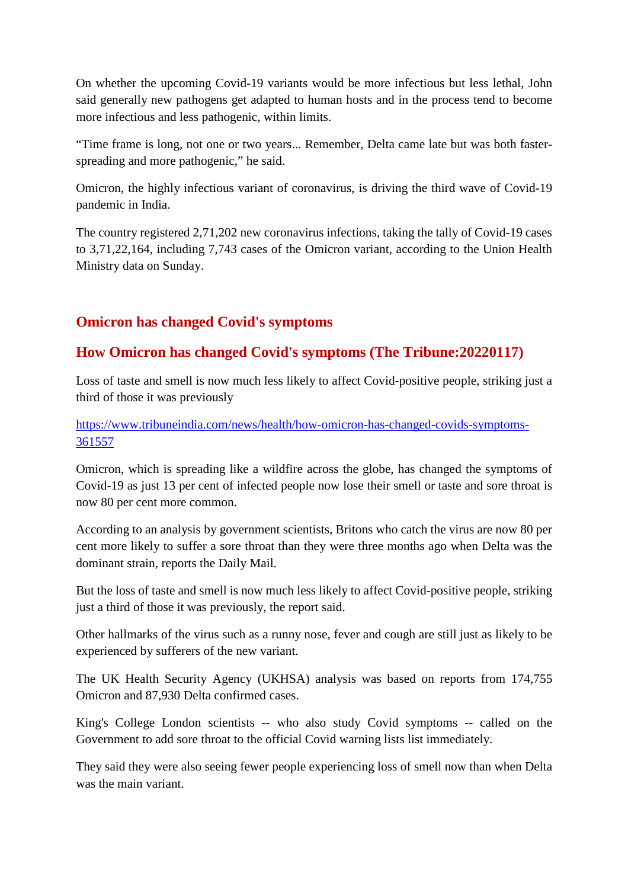On whether the upcoming Covid-19 variants would be more infectious but less lethal, John said generally new pathogens get adapted to human hosts and in the process tend to become more infectious and less pathogenic, within limits.

"Time frame is long, not one or two years... Remember, Delta came late but was both faster-spreading and more pathogenic," he said.

Omicron, the highly infectious variant of coronavirus, is driving the third wave of Covid-19 pandemic in India.

The country registered 2,71,202 new coronavirus infections, taking the tally of Covid-19 cases to 3,71,22,164, including 7,743 cases of the Omicron variant, according to the Union Health Ministry data on Sunday.

## Omicron has changed Covid's symptoms

## How Omicron has changed Covid's symptoms (The Tribune:20220117)

Loss of taste and smell is now much less likely to affect Covid-positive people, striking just a third of those it was previously

https://www.tribuneindia.com/news/health/how-omicron-has-changed-covids-symptoms-361557

Omicron, which is spreading like a wildfire across the globe, has changed the symptoms of Covid-19 as just 13 per cent of infected people now lose their smell or taste and sore throat is now 80 per cent more common.

According to an analysis by government scientists, Britons who catch the virus are now 80 per cent more likely to suffer a sore throat than they were three months ago when Delta was the dominant strain, reports the Daily Mail.

But the loss of taste and smell is now much less likely to affect Covid-positive people, striking just a third of those it was previously, the report said.

Other hallmarks of the virus such as a runny nose, fever and cough are still just as likely to be experienced by sufferers of the new variant.

The UK Health Security Agency (UKHSA) analysis was based on reports from 174,755 Omicron and 87,930 Delta confirmed cases.

King's College London scientists -- who also study Covid symptoms -- called on the Government to add sore throat to the official Covid warning lists list immediately.

They said they were also seeing fewer people experiencing loss of smell now than when Delta was the main variant.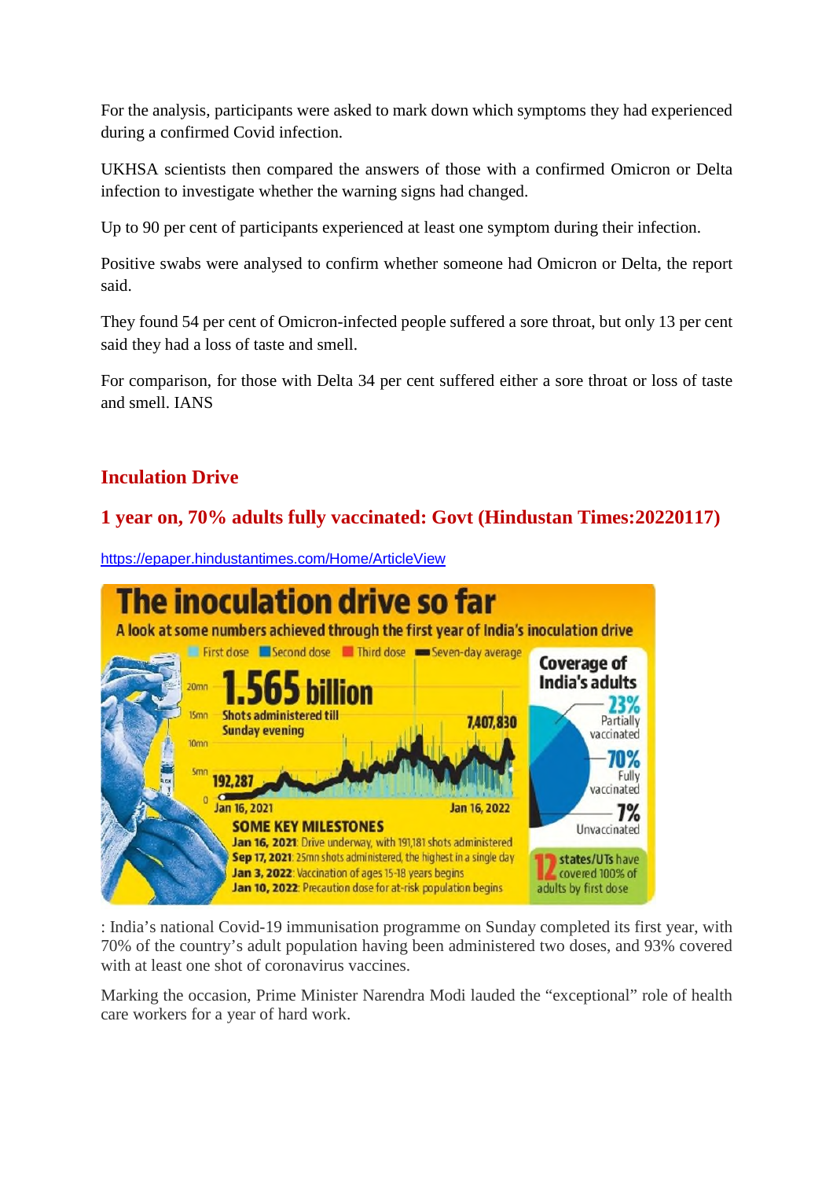For the analysis, participants were asked to mark down which symptoms they had experienced during a confirmed Covid infection.

UKHSA scientists then compared the answers of those with a confirmed Omicron or Delta infection to investigate whether the warning signs had changed.

Up to 90 per cent of participants experienced at least one symptom during their infection.

Positive swabs were analysed to confirm whether someone had Omicron or Delta, the report said.

They found 54 per cent of Omicron-infected people suffered a sore throat, but only 13 per cent said they had a loss of taste and smell.

For comparison, for those with Delta 34 per cent suffered either a sore throat or loss of taste and smell. IANS

## Inculation Drive

### 1 year on, 70% adults fully vaccinated: Govt (Hindustan Times:20220117)

https://epaper.hindustantimes.com/Home/ArticleView

**The inoculation drive so far**

A look at some numbers achieved through the first year of India's inoculation drive

First dose | Second dose | Third dose | Seven-day average

**1.565 billion** Shots administered till Sunday evening

20mn, 15mn, 10mn, 5mn, 0

192,287 — Jan 16, 2021

7,407,830 — Jan 16, 2022

**SOME KEY MILESTONES**

- **Jan 16, 2021**: Drive underway, with 191,181 shots administered
- **Sep 17, 2021**: 25mn shots administered, the highest in a single day
- **Jan 3, 2022**: Vaccination of ages 15-18 years begins
- **Jan 10, 2022**: Precaution dose for at-risk population begins

**Coverage of India's adults**

- 23% Partially vaccinated
- 70% Fully vaccinated
- 7% Unvaccinated

**12** states/UTs have covered 100% of adults by first dose

: India's national Covid-19 immunisation programme on Sunday completed its first year, with 70% of the country's adult population having been administered two doses, and 93% covered with at least one shot of coronavirus vaccines.

Marking the occasion, Prime Minister Narendra Modi lauded the "exceptional" role of health care workers for a year of hard work.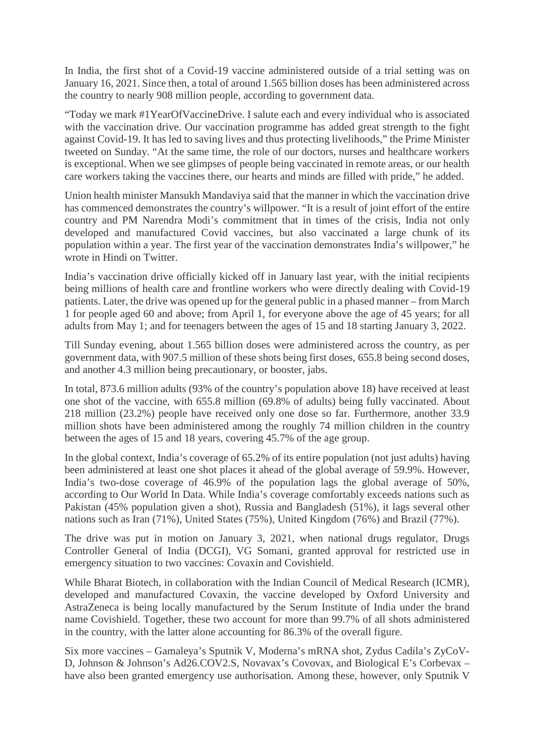In India, the first shot of a Covid-19 vaccine administered outside of a trial setting was on January 16, 2021. Since then, a total of around 1.565 billion doses has been administered across the country to nearly 908 million people, according to government data.

“Today we mark #1YearOfVaccineDrive. I salute each and every individual who is associated with the vaccination drive. Our vaccination programme has added great strength to the fight against Covid-19. It has led to saving lives and thus protecting livelihoods,” the Prime Minister tweeted on Sunday. “At the same time, the role of our doctors, nurses and healthcare workers is exceptional. When we see glimpses of people being vaccinated in remote areas, or our health care workers taking the vaccines there, our hearts and minds are filled with pride,” he added.

Union health minister Mansukh Mandaviya said that the manner in which the vaccination drive has commenced demonstrates the country’s willpower. “It is a result of joint effort of the entire country and PM Narendra Modi’s commitment that in times of the crisis, India not only developed and manufactured Covid vaccines, but also vaccinated a large chunk of its population within a year. The first year of the vaccination demonstrates India’s willpower,” he wrote in Hindi on Twitter.

India’s vaccination drive officially kicked off in January last year, with the initial recipients being millions of health care and frontline workers who were directly dealing with Covid-19 patients. Later, the drive was opened up for the general public in a phased manner – from March 1 for people aged 60 and above; from April 1, for everyone above the age of 45 years; for all adults from May 1; and for teenagers between the ages of 15 and 18 starting January 3, 2022.

Till Sunday evening, about 1.565 billion doses were administered across the country, as per government data, with 907.5 million of these shots being first doses, 655.8 being second doses, and another 4.3 million being precautionary, or booster, jabs.

In total, 873.6 million adults (93% of the country’s population above 18) have received at least one shot of the vaccine, with 655.8 million (69.8% of adults) being fully vaccinated. About 218 million (23.2%) people have received only one dose so far. Furthermore, another 33.9 million shots have been administered among the roughly 74 million children in the country between the ages of 15 and 18 years, covering 45.7% of the age group.

In the global context, India’s coverage of 65.2% of its entire population (not just adults) having been administered at least one shot places it ahead of the global average of 59.9%. However, India’s two-dose coverage of 46.9% of the population lags the global average of 50%, according to Our World In Data. While India’s coverage comfortably exceeds nations such as Pakistan (45% population given a shot), Russia and Bangladesh (51%), it lags several other nations such as Iran (71%), United States (75%), United Kingdom (76%) and Brazil (77%).

The drive was put in motion on January 3, 2021, when national drugs regulator, Drugs Controller General of India (DCGI), VG Somani, granted approval for restricted use in emergency situation to two vaccines: Covaxin and Covishield.

While Bharat Biotech, in collaboration with the Indian Council of Medical Research (ICMR), developed and manufactured Covaxin, the vaccine developed by Oxford University and AstraZeneca is being locally manufactured by the Serum Institute of India under the brand name Covishield. Together, these two account for more than 99.7% of all shots administered in the country, with the latter alone accounting for 86.3% of the overall figure.

Six more vaccines – Gamaleya’s Sputnik V, Moderna’s mRNA shot, Zydus Cadila’s ZyCoV-D, Johnson & Johnson’s Ad26.COV2.S, Novavax’s Covovax, and Biological E’s Corbevax – have also been granted emergency use authorisation. Among these, however, only Sputnik V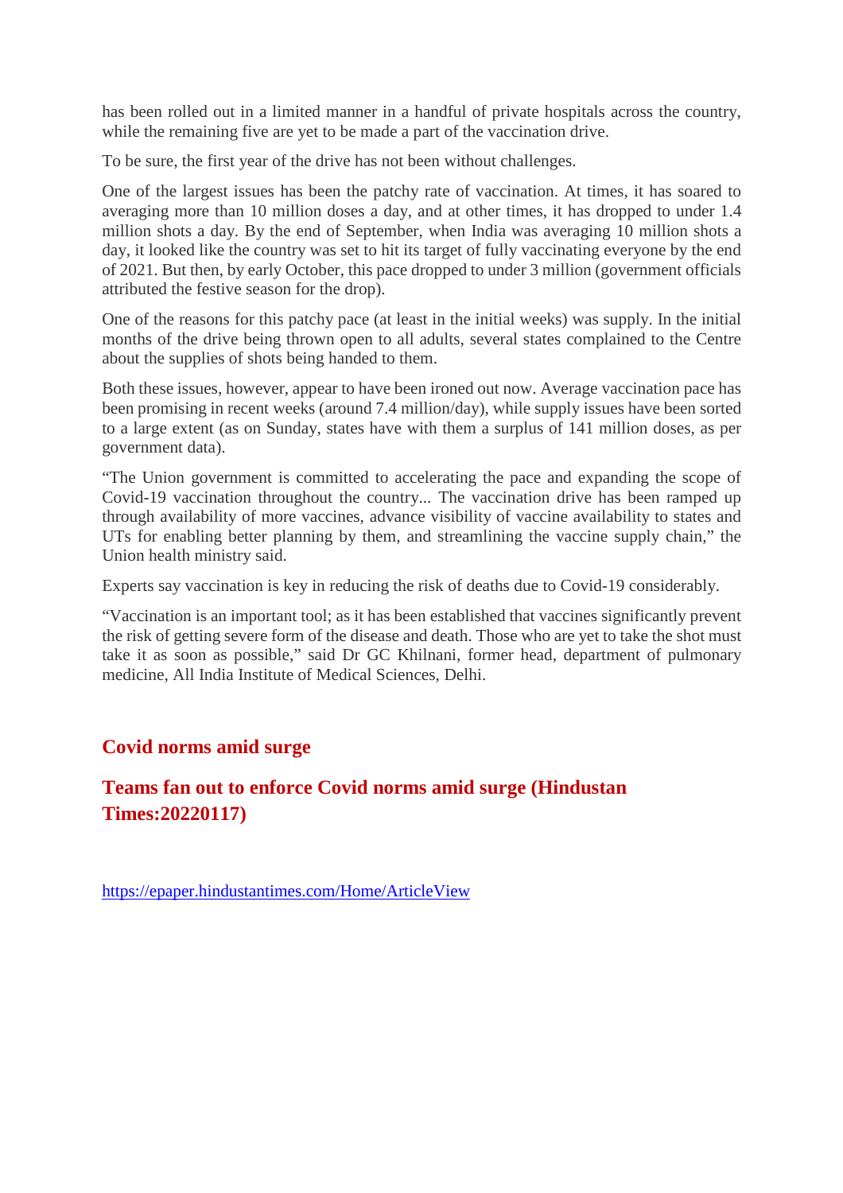has been rolled out in a limited manner in a handful of private hospitals across the country, while the remaining five are yet to be made a part of the vaccination drive.

To be sure, the first year of the drive has not been without challenges.

One of the largest issues has been the patchy rate of vaccination. At times, it has soared to averaging more than 10 million doses a day, and at other times, it has dropped to under 1.4 million shots a day. By the end of September, when India was averaging 10 million shots a day, it looked like the country was set to hit its target of fully vaccinating everyone by the end of 2021. But then, by early October, this pace dropped to under 3 million (government officials attributed the festive season for the drop).

One of the reasons for this patchy pace (at least in the initial weeks) was supply. In the initial months of the drive being thrown open to all adults, several states complained to the Centre about the supplies of shots being handed to them.

Both these issues, however, appear to have been ironed out now. Average vaccination pace has been promising in recent weeks (around 7.4 million/day), while supply issues have been sorted to a large extent (as on Sunday, states have with them a surplus of 141 million doses, as per government data).

"The Union government is committed to accelerating the pace and expanding the scope of Covid-19 vaccination throughout the country... The vaccination drive has been ramped up through availability of more vaccines, advance visibility of vaccine availability to states and UTs for enabling better planning by them, and streamlining the vaccine supply chain," the Union health ministry said.

Experts say vaccination is key in reducing the risk of deaths due to Covid-19 considerably.

"Vaccination is an important tool; as it has been established that vaccines significantly prevent the risk of getting severe form of the disease and death. Those who are yet to take the shot must take it as soon as possible," said Dr GC Khilnani, former head, department of pulmonary medicine, All India Institute of Medical Sciences, Delhi.

## Covid norms amid surge

## Teams fan out to enforce Covid norms amid surge (Hindustan Times:20220117)

https://epaper.hindustantimes.com/Home/ArticleView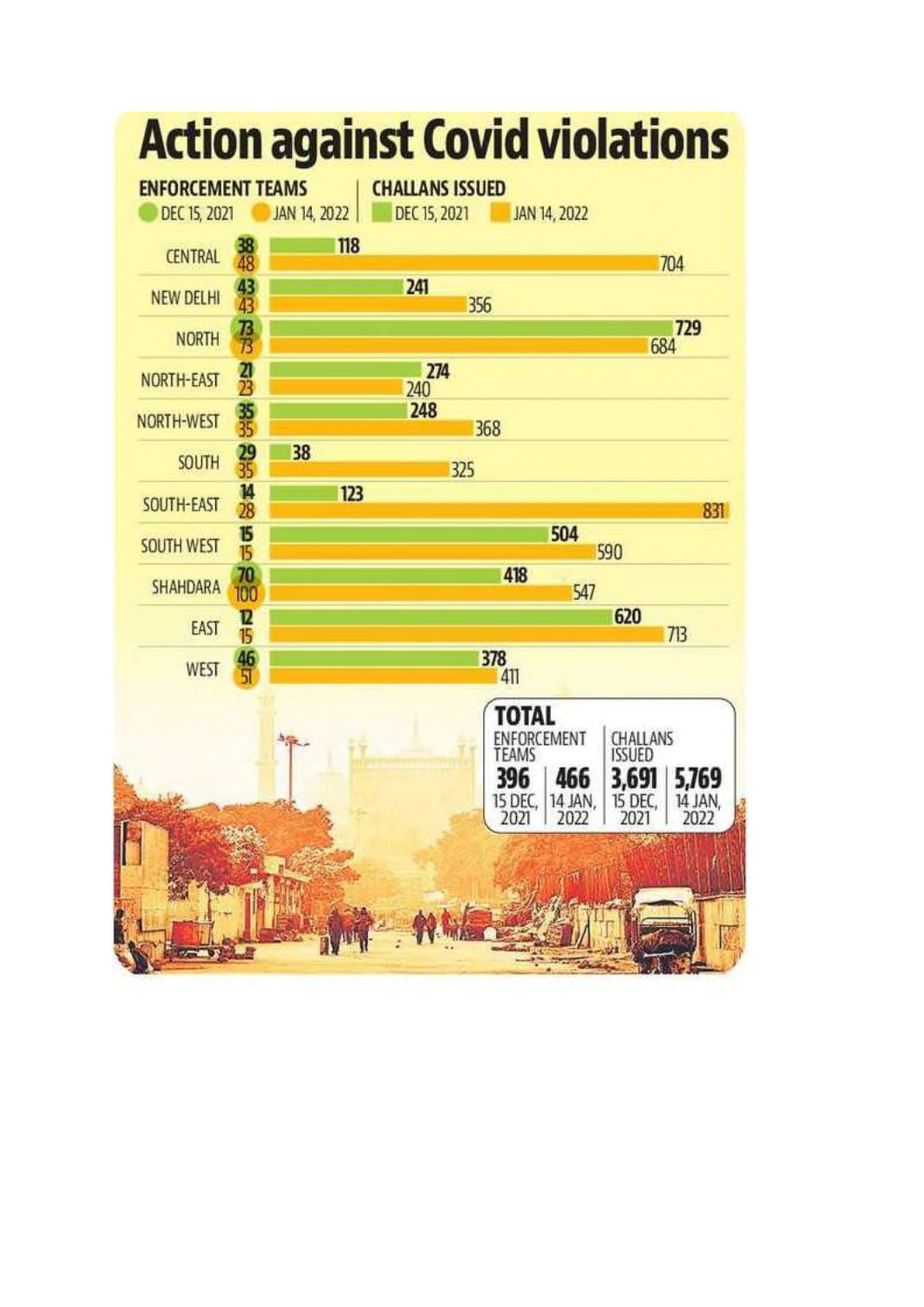# Action against Covid violations

| District | Enforcement Teams (Dec 15, 2021) | Enforcement Teams (Jan 14, 2022) | Challans Issued (Dec 15, 2021) | Challans Issued (Jan 14, 2022) |
|---|---|---|---|---|
| CENTRAL | 38 | 48 | 118 | 704 |
| NEW DELHI | 43 | 43 | 241 | 356 |
| NORTH | 73 | 73 | 729 | 684 |
| NORTH-EAST | 21 | 23 | 274 | 240 |
| NORTH-WEST | 35 | 35 | 248 | 368 |
| SOUTH | 29 | 35 | 38 | 325 |
| SOUTH-EAST | 14 | 28 | 123 | 831 |
| SOUTH WEST | 15 | 15 | 504 | 590 |
| SHAHDARA | 70 | 100 | 418 | 547 |
| EAST | 12 | 15 | 620 | 713 |
| WEST | 46 | 51 | 378 | 411 |

**TOTAL**

| Enforcement Teams (15 Dec, 2021) | Enforcement Teams (14 Jan, 2022) | Challans Issued (15 Dec, 2021) | Challans Issued (14 Jan, 2022) |
|---|---|---|---|
| 396 | 466 | 3,691 | 5,769 |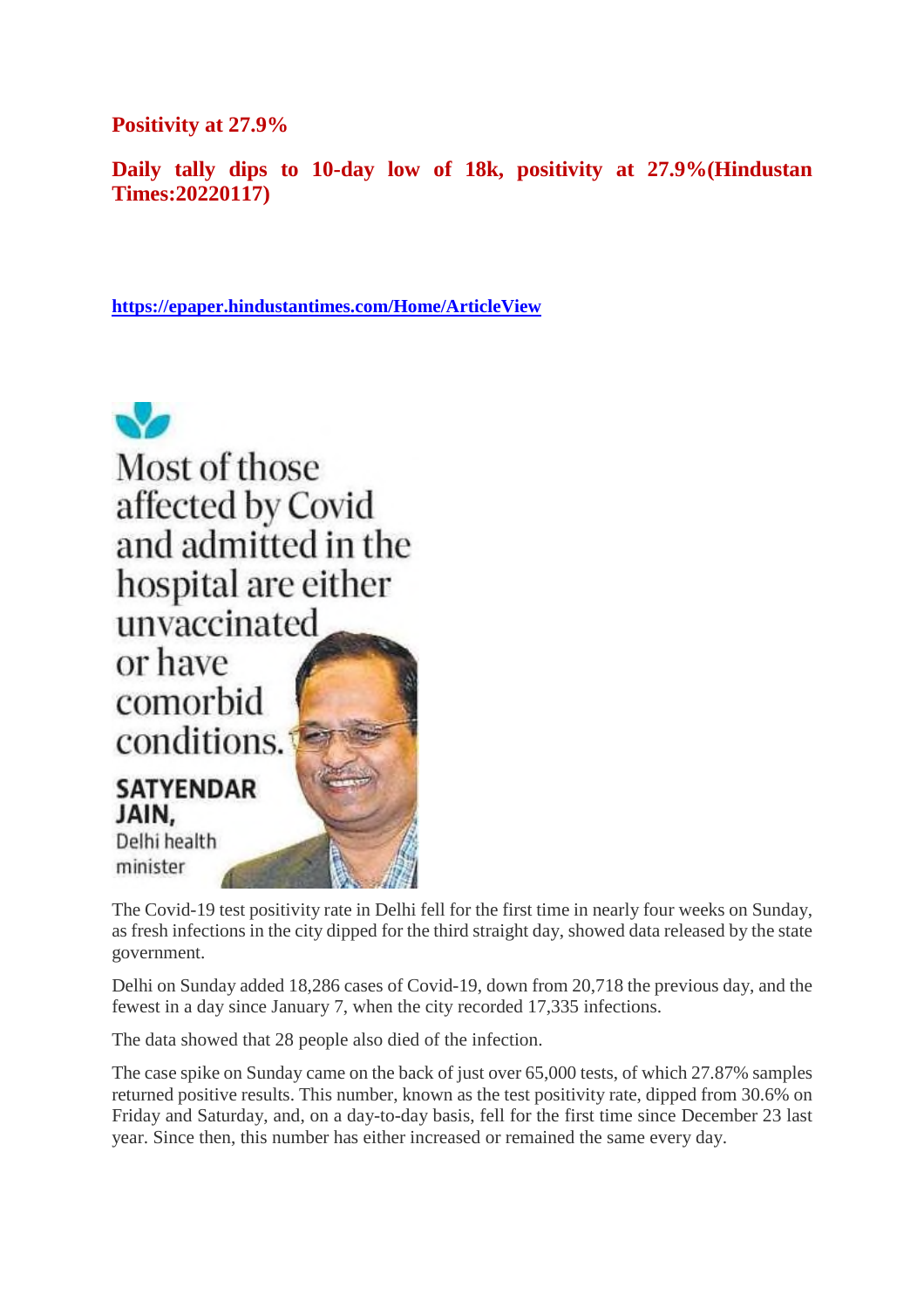**Positivity at 27.9%**

**Daily tally dips to 10-day low of 18k, positivity at 27.9%(Hindustan Times:20220117)**

https://epaper.hindustantimes.com/Home/ArticleView

Most of those affected by Covid and admitted in the hospital are either unvaccinated or have comorbid conditions.

**SATYENDAR JAIN,** Delhi health minister

The Covid-19 test positivity rate in Delhi fell for the first time in nearly four weeks on Sunday, as fresh infections in the city dipped for the third straight day, showed data released by the state government.

Delhi on Sunday added 18,286 cases of Covid-19, down from 20,718 the previous day, and the fewest in a day since January 7, when the city recorded 17,335 infections.

The data showed that 28 people also died of the infection.

The case spike on Sunday came on the back of just over 65,000 tests, of which 27.87% samples returned positive results. This number, known as the test positivity rate, dipped from 30.6% on Friday and Saturday, and, on a day-to-day basis, fell for the first time since December 23 last year. Since then, this number has either increased or remained the same every day.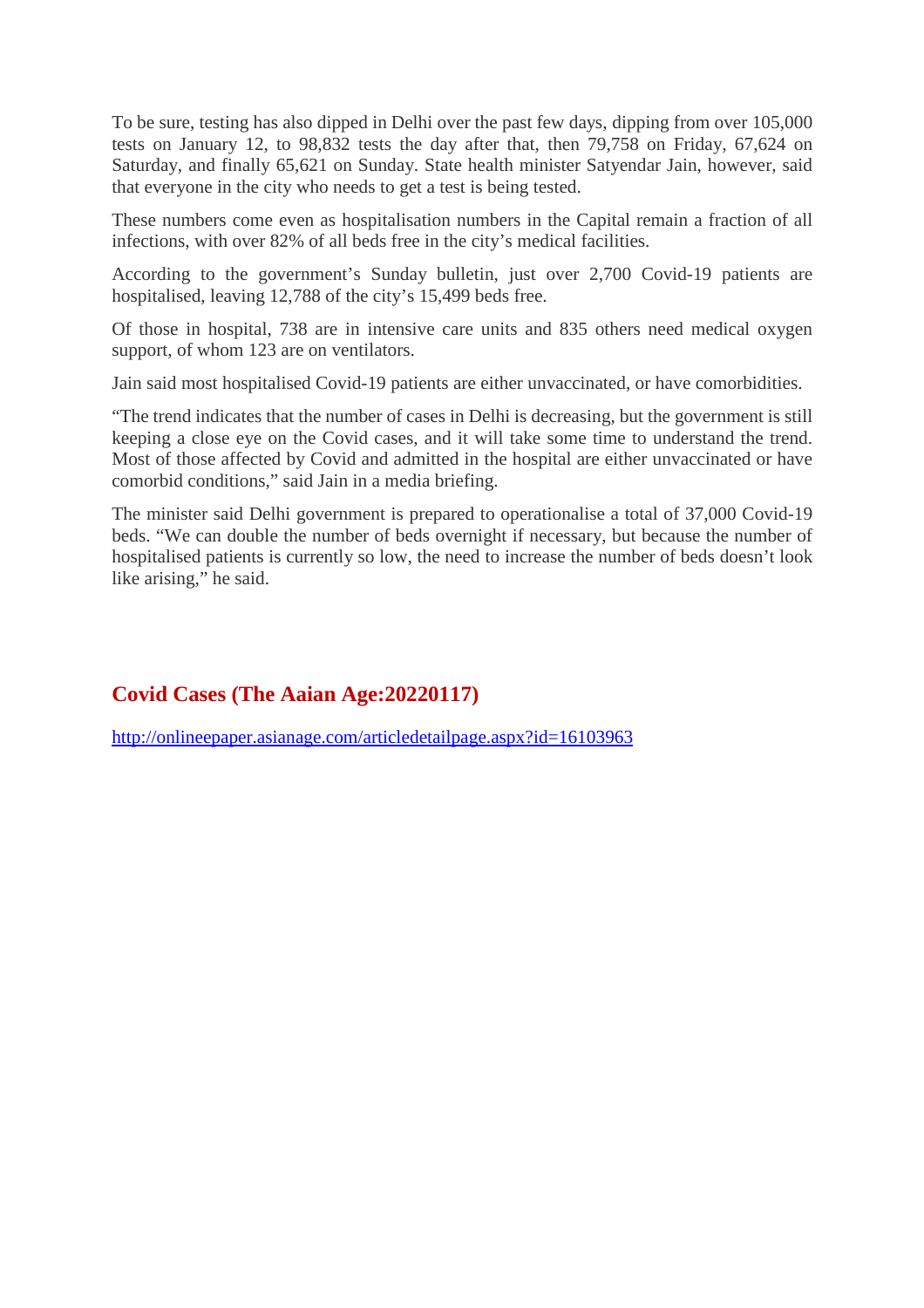To be sure, testing has also dipped in Delhi over the past few days, dipping from over 105,000 tests on January 12, to 98,832 tests the day after that, then 79,758 on Friday, 67,624 on Saturday, and finally 65,621 on Sunday. State health minister Satyendar Jain, however, said that everyone in the city who needs to get a test is being tested.

These numbers come even as hospitalisation numbers in the Capital remain a fraction of all infections, with over 82% of all beds free in the city's medical facilities.

According to the government's Sunday bulletin, just over 2,700 Covid-19 patients are hospitalised, leaving 12,788 of the city's 15,499 beds free.

Of those in hospital, 738 are in intensive care units and 835 others need medical oxygen support, of whom 123 are on ventilators.

Jain said most hospitalised Covid-19 patients are either unvaccinated, or have comorbidities.

"The trend indicates that the number of cases in Delhi is decreasing, but the government is still keeping a close eye on the Covid cases, and it will take some time to understand the trend. Most of those affected by Covid and admitted in the hospital are either unvaccinated or have comorbid conditions," said Jain in a media briefing.

The minister said Delhi government is prepared to operationalise a total of 37,000 Covid-19 beds. "We can double the number of beds overnight if necessary, but because the number of hospitalised patients is currently so low, the need to increase the number of beds doesn't look like arising," he said.

## Covid Cases (The Aaian Age:20220117)

http://onlineepaper.asianage.com/articledetailpage.aspx?id=16103963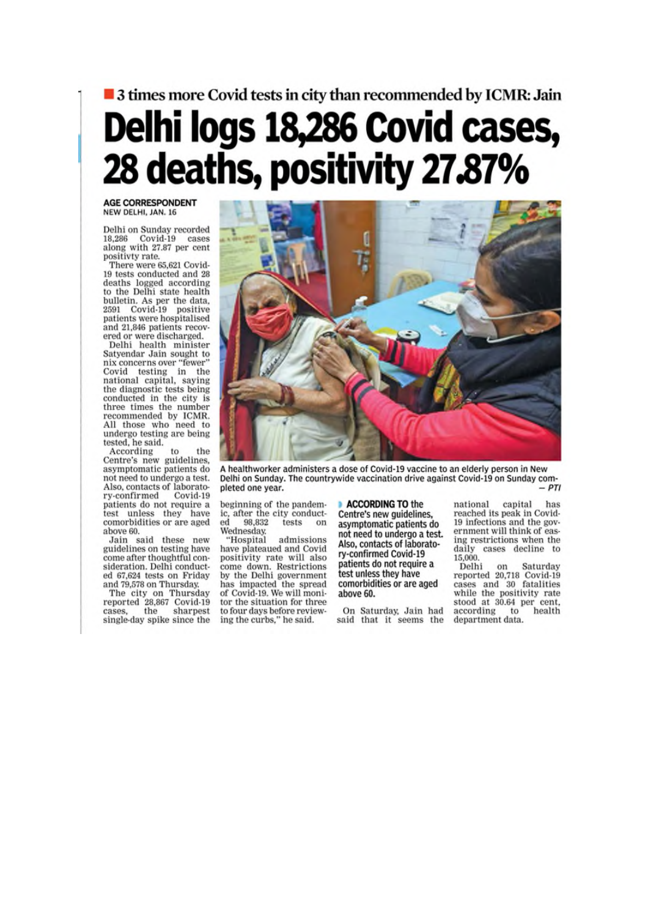■ 3 times more Covid tests in city than recommended by ICMR: Jain

# Delhi logs 18,286 Covid cases, 28 deaths, positivity 27.87%

**AGE CORRESPONDENT**
NEW DELHI, JAN. 16

Delhi on Sunday recorded 18,286 Covid-19 cases along with 27.87 per cent positivty rate.

There were 65,621 Covid-19 tests conducted and 28 deaths logged according to the Delhi state health bulletin. As per the data, 2591 Covid-19 positive patients were hospitalised and 21,846 patients recovered or were discharged.

Delhi health minister Satyendar Jain sought to nix concerns over "fewer" Covid testing in the national capital, saying the diagnostic tests being conducted in the city is three times the number recommended by ICMR. All those who need to undergo testing are being tested, he said.

According to the Centre's new guidelines, asymptomatic patients do not need to undergo a test. Also, contacts of laboratory-confirmed Covid-19 patients do not require a test unless they have comorbidities or are aged above 60.

Jain said these new guidelines on testing have come after thoughtful consideration. Delhi conducted 67,624 tests on Friday and 79,578 on Thursday.

The city on Thursday reported 28,867 Covid-19 cases, the sharpest single-day spike since the beginning of the pandemic, after the city conducted 98,832 tests on Wednesday.

"Hospital admissions have plateaued and Covid positivity rate will also come down. Restrictions by the Delhi government has impacted the spread of Covid-19. We will monitor the situation for three to four days before reviewing the curbs," he said.

A healthworker administers a dose of Covid-19 vaccine to an elderly person in New Delhi on Sunday. The countrywide vaccination drive against Covid-19 on Sunday completed one year. — *PTI*

**ACCORDING TO the Centre's new guidelines, asymptomatic patients do not need to undergo a test. Also, contacts of laboratory-confirmed Covid-19 patients do not require a test unless they have comorbidities or are aged above 60.**

On Saturday, Jain had said that it seems the national capital has reached its peak in Covid-19 infections and the government will think of easing restrictions when the daily cases decline to 15,000.

Delhi on Saturday reported 20,718 Covid-19 cases and 30 fatalities while the positivity rate stood at 30.64 per cent, according to health department data.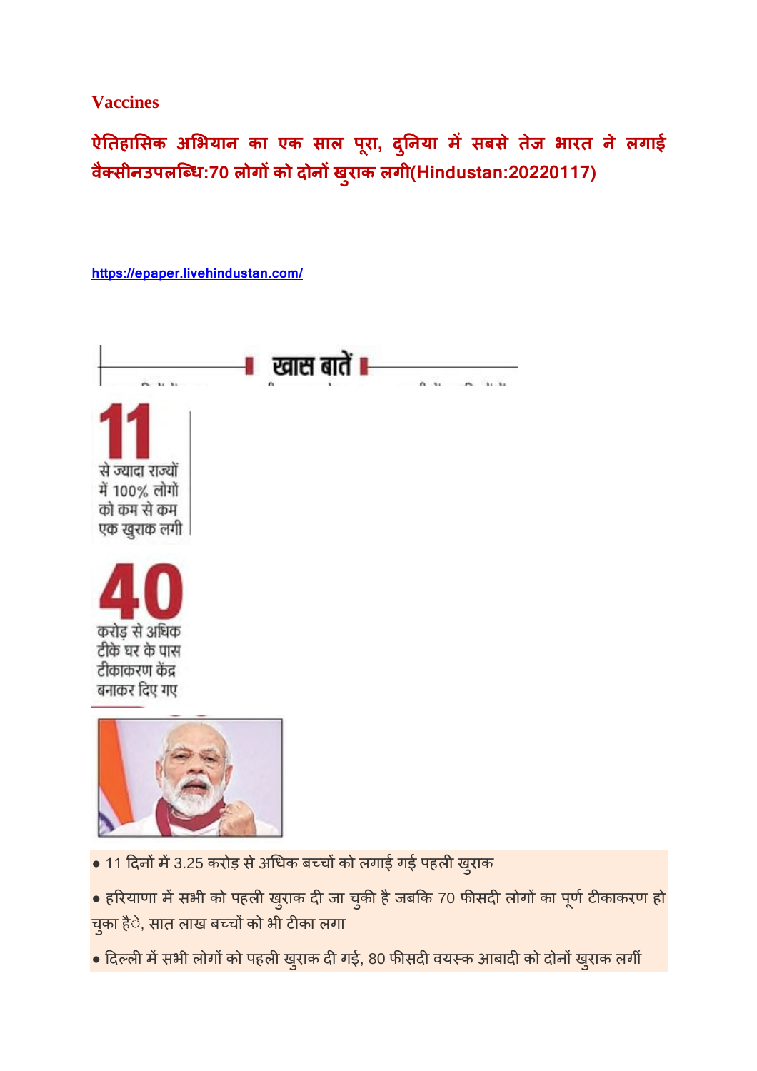Vaccines

## ऐतिहासिक अभियान का एक साल पूरा, दुनिया में सबसे तेज भारत ने लगाई वैक्सीनउपलब्धि:70 लोगों को दोनों खुराक लगी(Hindustan:20220117)

https://epaper.livehindustan.com/

खास बातें

**11** से ज्यादा राज्यों में 100% लोगों को कम से कम एक खुराक लगी

**40** करोड़ से अधिक टीके घर के पास टीकाकरण केंद्र बनाकर दिए गए

- 11 दिनों में 3.25 करोड़ से अधिक बच्चों को लगाई गई पहली खुराक
- हरियाणा में सभी को पहली खुराक दी जा चुकी है जबकि 70 फीसदी लोगों का पूर्ण टीकाकरण हो चुका है, सात लाख बच्चों को भी टीका लगा
- दिल्ली में सभी लोगों को पहली खुराक दी गई, 80 फीसदी वयस्क आबादी को दोनों खुराक लगीं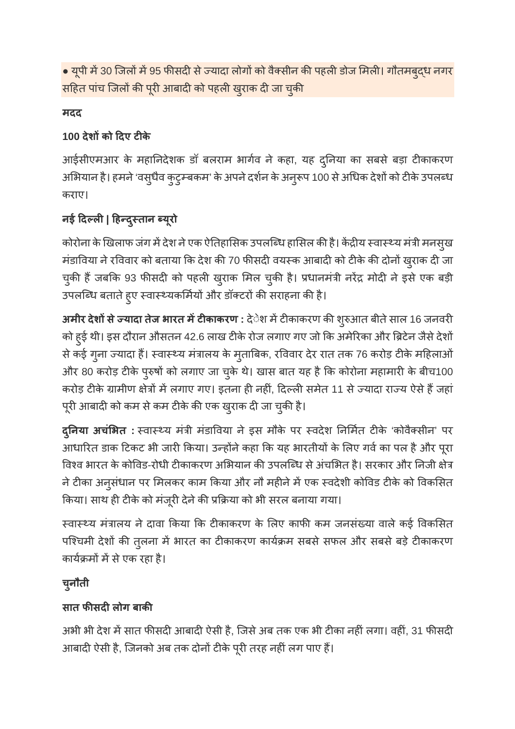● यूपी में 30 जिलों में 95 फीसदी से ज्यादा लोगों को वैक्सीन की पहली डोज मिली। गौतमबुद्ध नगर सहित पांच जिलों की पूरी आबादी को पहली खुराक दी जा चुकी

**मदद**

**100 देशों को दिए टीके**

आईसीएमआर के महानिदेशक डॉ बलराम भार्गव ने कहा, यह दुनिया का सबसे बड़ा टीकाकरण अभियान है। हमने 'वसुधैव कुटुम्बकम' के अपने दर्शन के अनुरूप 100 से अधिक देशों को टीके उपलब्ध कराए।

**नई दिल्ली | हिन्दुस्तान ब्यूरो**

कोरोना के खिलाफ जंग में देश ने एक ऐतिहासिक उपलब्धि हासिल की है। केंद्रीय स्वास्थ्य मंत्री मनसुख मंडाविया ने रविवार को बताया कि देश की 70 फीसदी वयस्क आबादी को टीके की दोनों खुराक दी जा चुकी हैं जबकि 93 फीसदी को पहली खुराक मिल चुकी है। प्रधानमंत्री नरेंद्र मोदी ने इसे एक बड़ी उपलब्धि बताते हुए स्वास्थ्यकर्मियों और डॉक्टरों की सराहना की है।

**अमीर देशों से ज्यादा तेज भारत में टीकाकरण :** देश में टीकाकरण की शुरुआत बीते साल 16 जनवरी को हुई थी। इस दौरान औसतन 42.6 लाख टीके रोज लगाए गए जो कि अमेरिका और ब्रिटेन जैसे देशों से कई गुना ज्यादा हैं। स्वास्थ्य मंत्रालय के मुताबिक, रविवार देर रात तक 76 करोड़ टीके महिलाओं और 80 करोड़ टीके पुरुषों को लगाए जा चुके थे। खास बात यह है कि कोरोना महामारी के बीच100 करोड़ टीके ग्रामीण क्षेत्रों में लगाए गए। इतना ही नहीं, दिल्ली समेत 11 से ज्यादा राज्य ऐसे हैं जहां पूरी आबादी को कम से कम टीके की एक खुराक दी जा चुकी है।

**दुनिया अचंभित :** स्वास्थ्य मंत्री मंडाविया ने इस मौके पर स्वदेश निर्मित टीके 'कोवैक्सीन' पर आधारित डाक टिकट भी जारी किया। उन्होंने कहा कि यह भारतीयों के लिए गर्व का पल है और पूरा विश्व भारत के कोविड-रोधी टीकाकरण अभियान की उपलब्धि से अंचभित है। सरकार और निजी क्षेत्र ने टीका अनुसंधान पर मिलकर काम किया और नौ महीने में एक स्वदेशी कोविड टीके को विकसित किया। साथ ही टीके को मंजूरी देने की प्रक्रिया को भी सरल बनाया गया।

स्वास्थ्य मंत्रालय ने दावा किया कि टीकाकरण के लिए काफी कम जनसंख्या वाले कई विकसित पश्चिमी देशों की तुलना में भारत का टीकाकरण कार्यक्रम सबसे सफल और सबसे बड़े टीकाकरण कार्यक्रमों में से एक रहा है।

**चुनौती**

**सात फीसदी लोग बाकी**

अभी भी देश में सात फीसदी आबादी ऐसी है, जिसे अब तक एक भी टीका नहीं लगा। वहीं, 31 फीसदी आबादी ऐसी है, जिनको अब तक दोनों टीके पूरी तरह नहीं लग पाए हैं।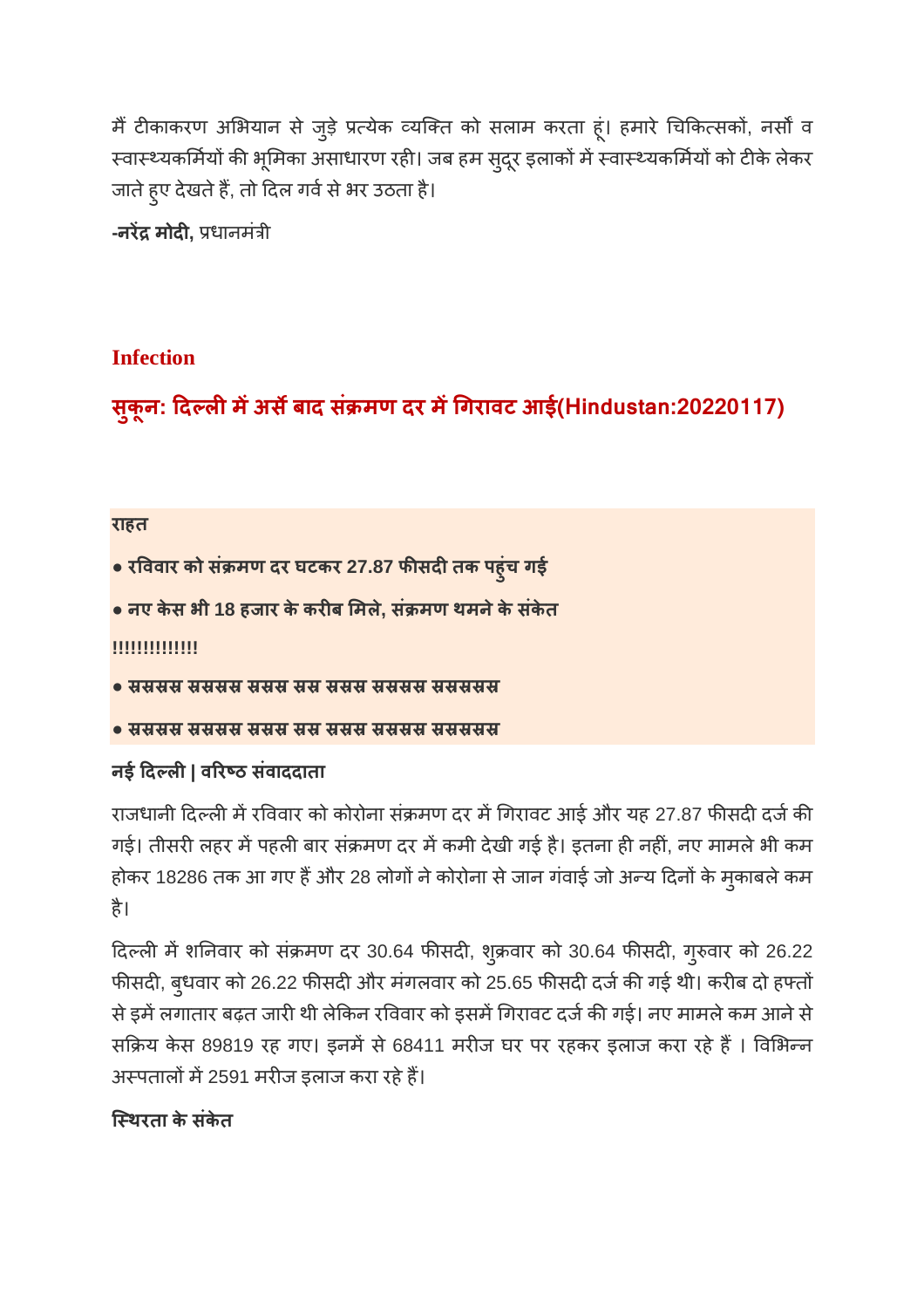मैं टीकाकरण अभियान से जुड़े प्रत्येक व्यक्ति को सलाम करता हूं। हमारे चिकित्सकों, नर्सों व स्वास्थ्यकर्मियों की भूमिका असाधारण रही। जब हम सुदूर इलाकों में स्वास्थ्यकर्मियों को टीके लेकर जाते हुए देखते हैं, तो दिल गर्व से भर उठता है।

**-नरेंद्र मोदी,** प्रधानमंत्री

## Infection

## सुकून: दिल्ली में अर्से बाद संक्रमण दर में गिरावट आई(Hindustan:20220117)

**राहत**

- **रविवार को संक्रमण दर घटकर 27.87 फीसदी तक पहुंच गई**
- **नए केस भी 18 हजार के करीब मिले, संक्रमण थमने के संकेत**

**!!!!!!!!!!!!!**

- **ससससस ससससस सससस सस सससस ससससस ससससससस**
- **ससससस ससससस सससस सस सससस ससससस ससससससस**

**नई दिल्ली | वरिष्ठ संवाददाता**

राजधानी दिल्ली में रविवार को कोरोना संक्रमण दर में गिरावट आई और यह 27.87 फीसदी दर्ज की गई। तीसरी लहर में पहली बार संक्रमण दर में कमी देखी गई है। इतना ही नहीं, नए मामले भी कम होकर 18286 तक आ गए हैं और 28 लोगों ने कोरोना से जान गंवाई जो अन्य दिनों के मुकाबले कम है।

दिल्ली में शनिवार को संक्रमण दर 30.64 फीसदी, शुक्रवार को 30.64 फीसदी, गुरुवार को 26.22 फीसदी, बुधवार को 26.22 फीसदी और मंगलवार को 25.65 फीसदी दर्ज की गई थी। करीब दो हफ्तों से इसमें लगातार बढ़त जारी थी लेकिन रविवार को इसमें गिरावट दर्ज की गई। नए मामले कम आने से सक्रिय केस 89819 रह गए। इनमें से 68411 मरीज घर पर रहकर इलाज करा रहे हैं । विभिन्न अस्पतालों में 2591 मरीज इलाज करा रहे हैं।

**स्थिरता के संकेत**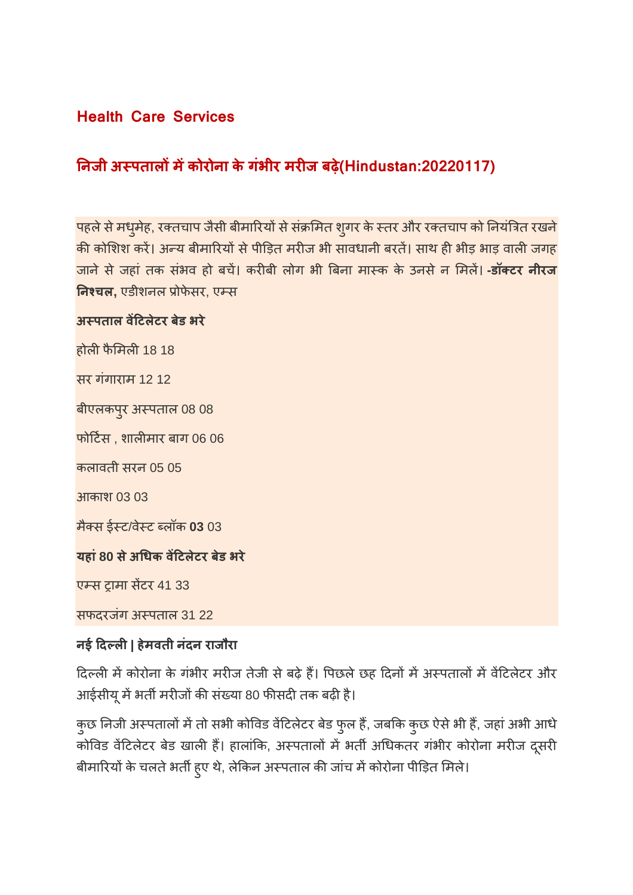## Health Care Services

## निजी अस्पतालों में कोरोना के गंभीर मरीज बढ़े(Hindustan:20220117)

पहले से मधुमेह, रक्तचाप जैसी बीमारियों से संक्रमित शुगर के स्तर और रक्तचाप को नियंत्रित रखने की कोशिश करें। अन्य बीमारियों से पीड़ित मरीज भी सावधानी बरतें। साथ ही भीड़ भाड़ वाली जगह जाने से जहां तक संभव हो बचें। करीबी लोग भी बिना मास्क के उनसे न मिलें। **-डॉक्टर नीरज निश्चल,** एडीशनल प्रोफेसर, एम्स

**अस्पताल वेंटिलेटर बेड भरे**

होली फैमिली 18 18

सर गंगाराम 12 12

बीएलकपुर अस्पताल 08 08

फोर्टिस , शालीमार बाग 06 06

कलावती सरन 05 05

आकाश 03 03

मैक्स ईस्ट/वेस्ट ब्लॉक **03** 03

**यहां 80 से अधिक वेंटिलेटर बेड भरे**

एम्स ट्रामा सेंटर 41 33

सफदरजंग अस्पताल 31 22

**नई दिल्ली | हेमवती नंदन राजौरा**

दिल्ली में कोरोना के गंभीर मरीज तेजी से बढ़े हैं। पिछले छह दिनों में अस्पतालों में वेंटिलेटर और आईसीयू में भर्ती मरीजों की संख्या 80 फीसदी तक बढ़ी है।

कुछ निजी अस्पतालों में तो सभी कोविड वेंटिलेटर बेड फुल हैं, जबकि कुछ ऐसे भी हैं, जहां अभी आधे कोविड वेंटिलेटर बेड खाली हैं। हालांकि, अस्पतालों में भर्ती अधिकतर गंभीर कोरोना मरीज दूसरी बीमारियों के चलते भर्ती हुए थे, लेकिन अस्पताल की जांच में कोरोना पीड़ित मिले।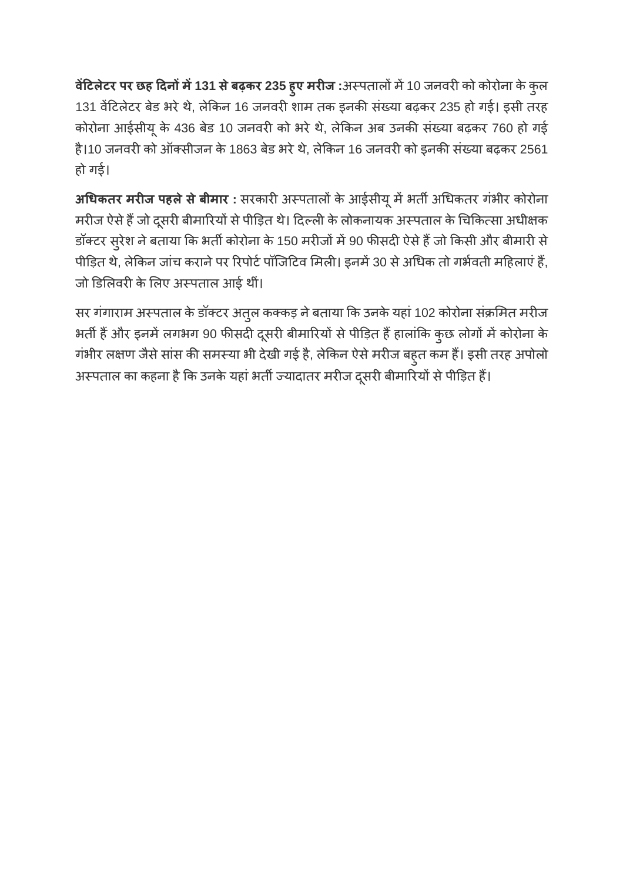**वेंटिलेटर पर छह दिनों में 131 से बढ़कर 235 हुए मरीज :**अस्पतालों में 10 जनवरी को कोरोना के कुल 131 वेंटिलेटर बेड भरे थे, लेकिन 16 जनवरी शाम तक इनकी संख्या बढ़कर 235 हो गई। इसी तरह कोरोना आईसीयू के 436 बेड 10 जनवरी को भरे थे, लेकिन अब उनकी संख्या बढ़कर 760 हो गई है।10 जनवरी को ऑक्सीजन के 1863 बेड भरे थे, लेकिन 16 जनवरी को इनकी संख्या बढ़कर 2561 हो गई।

**अधिकतर मरीज पहले से बीमार :** सरकारी अस्पतालों के आईसीयू में भर्ती अधिकतर गंभीर कोरोना मरीज ऐसे हैं जो दूसरी बीमारियों से पीड़ित थे। दिल्ली के लोकनायक अस्पताल के चिकित्सा अधीक्षक डॉक्टर सुरेश ने बताया कि भर्ती कोरोना के 150 मरीजों में 90 फीसदी ऐसे हैं जो किसी और बीमारी से पीड़ित थे, लेकिन जांच कराने पर रिपोर्ट पॉजिटिव मिली। इनमें 30 से अधिक तो गर्भवती महिलाएं हैं, जो डिलिवरी के लिए अस्पताल आई थीं।

सर गंगाराम अस्पताल के डॉक्टर अतुल कक्कड़ ने बताया कि उनके यहां 102 कोरोना संक्रमित मरीज भर्ती हैं और इनमें लगभग 90 फीसदी दूसरी बीमारियों से पीड़ित हैं हालांकि कुछ लोगों में कोरोना के गंभीर लक्षण जैसे सांस की समस्या भी देखी गई है, लेकिन ऐसे मरीज बहुत कम हैं। इसी तरह अपोलो अस्पताल का कहना है कि उनके यहां भर्ती ज्यादातर मरीज दूसरी बीमारियों से पीड़ित हैं।